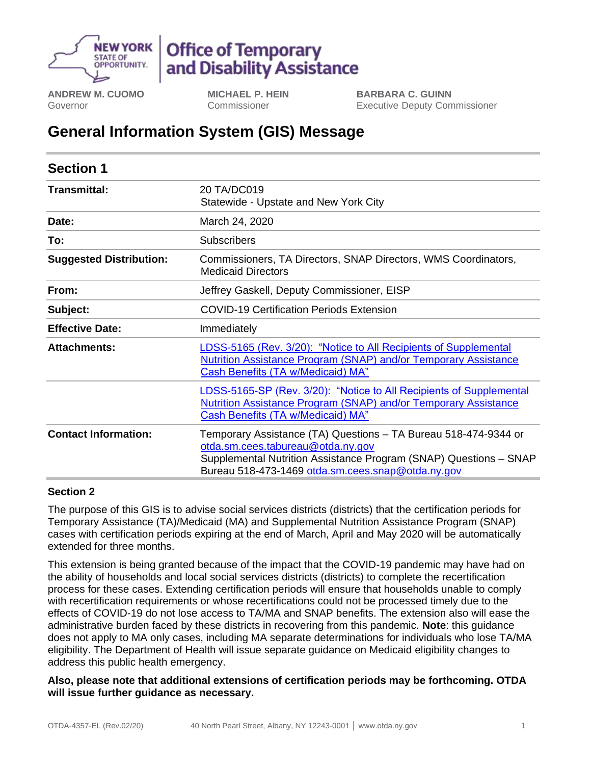NEW YORK STATE OF OPPORTUNITY | Office of Temporary and Disability Assistance

**ANDREW M. CUOMO**
Governor

**MICHAEL P. HEIN**
Commissioner

**BARBARA C. GUINN**
Executive Deputy Commissioner

# General Information System (GIS) Message

## Section 1

| | |
|---|---|
| **Transmittal:** | 20 TA/DC019<br>Statewide - Upstate and New York City |
| **Date:** | March 24, 2020 |
| **To:** | Subscribers |
| **Suggested Distribution:** | Commissioners, TA Directors, SNAP Directors, WMS Coordinators, Medicaid Directors |
| **From:** | Jeffrey Gaskell, Deputy Commissioner, EISP |
| **Subject:** | COVID-19 Certification Periods Extension |
| **Effective Date:** | Immediately |
| **Attachments:** | LDSS-5165 (Rev. 3/20): "Notice to All Recipients of Supplemental Nutrition Assistance Program (SNAP) and/or Temporary Assistance Cash Benefits (TA w/Medicaid) MA" |
| | LDSS-5165-SP (Rev. 3/20): "Notice to All Recipients of Supplemental Nutrition Assistance Program (SNAP) and/or Temporary Assistance Cash Benefits (TA w/Medicaid) MA" |
| **Contact Information:** | Temporary Assistance (TA) Questions – TA Bureau 518-474-9344 or otda.sm.cees.tabureau@otda.ny.gov<br>Supplemental Nutrition Assistance Program (SNAP) Questions – SNAP Bureau 518-473-1469 otda.sm.cees.snap@otda.ny.gov |

## Section 2

The purpose of this GIS is to advise social services districts (districts) that the certification periods for Temporary Assistance (TA)/Medicaid (MA) and Supplemental Nutrition Assistance Program (SNAP) cases with certification periods expiring at the end of March, April and May 2020 will be automatically extended for three months.

This extension is being granted because of the impact that the COVID-19 pandemic may have had on the ability of households and local social services districts (districts) to complete the recertification process for these cases. Extending certification periods will ensure that households unable to comply with recertification requirements or whose recertifications could not be processed timely due to the effects of COVID-19 do not lose access to TA/MA and SNAP benefits. The extension also will ease the administrative burden faced by these districts in recovering from this pandemic. **Note**: this guidance does not apply to MA only cases, including MA separate determinations for individuals who lose TA/MA eligibility. The Department of Health will issue separate guidance on Medicaid eligibility changes to address this public health emergency.

**Also, please note that additional extensions of certification periods may be forthcoming. OTDA will issue further guidance as necessary.**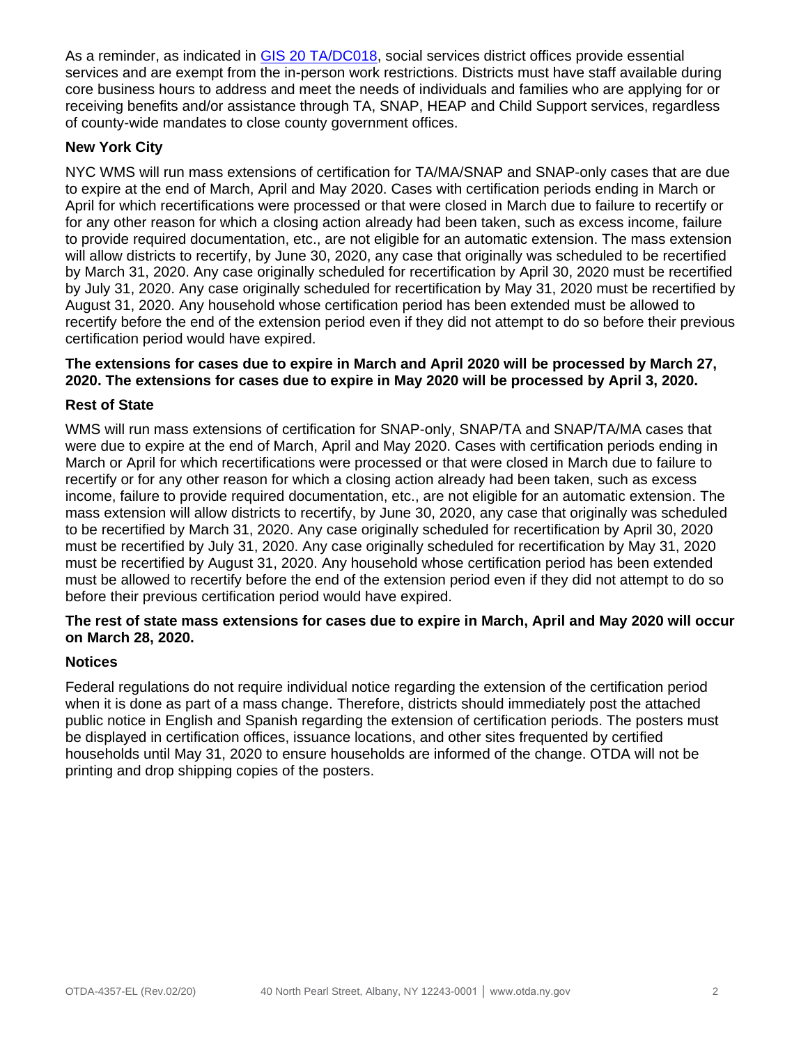As a reminder, as indicated in [GIS 20 TA/DC018](), social services district offices provide essential services and are exempt from the in-person work restrictions. Districts must have staff available during core business hours to address and meet the needs of individuals and families who are applying for or receiving benefits and/or assistance through TA, SNAP, HEAP and Child Support services, regardless of county-wide mandates to close county government offices.

### New York City

NYC WMS will run mass extensions of certification for TA/MA/SNAP and SNAP-only cases that are due to expire at the end of March, April and May 2020. Cases with certification periods ending in March or April for which recertifications were processed or that were closed in March due to failure to recertify or for any other reason for which a closing action already had been taken, such as excess income, failure to provide required documentation, etc., are not eligible for an automatic extension. The mass extension will allow districts to recertify, by June 30, 2020, any case that originally was scheduled to be recertified by March 31, 2020. Any case originally scheduled for recertification by April 30, 2020 must be recertified by July 31, 2020. Any case originally scheduled for recertification by May 31, 2020 must be recertified by August 31, 2020. Any household whose certification period has been extended must be allowed to recertify before the end of the extension period even if they did not attempt to do so before their previous certification period would have expired.

**The extensions for cases due to expire in March and April 2020 will be processed by March 27, 2020. The extensions for cases due to expire in May 2020 will be processed by April 3, 2020.**

### Rest of State

WMS will run mass extensions of certification for SNAP-only, SNAP/TA and SNAP/TA/MA cases that were due to expire at the end of March, April and May 2020. Cases with certification periods ending in March or April for which recertifications were processed or that were closed in March due to failure to recertify or for any other reason for which a closing action already had been taken, such as excess income, failure to provide required documentation, etc., are not eligible for an automatic extension. The mass extension will allow districts to recertify, by June 30, 2020, any case that originally was scheduled to be recertified by March 31, 2020. Any case originally scheduled for recertification by April 30, 2020 must be recertified by July 31, 2020. Any case originally scheduled for recertification by May 31, 2020 must be recertified by August 31, 2020. Any household whose certification period has been extended must be allowed to recertify before the end of the extension period even if they did not attempt to do so before their previous certification period would have expired.

**The rest of state mass extensions for cases due to expire in March, April and May 2020 will occur on March 28, 2020.**

### Notices

Federal regulations do not require individual notice regarding the extension of the certification period when it is done as part of a mass change. Therefore, districts should immediately post the attached public notice in English and Spanish regarding the extension of certification periods. The posters must be displayed in certification offices, issuance locations, and other sites frequented by certified households until May 31, 2020 to ensure households are informed of the change. OTDA will not be printing and drop shipping copies of the posters.